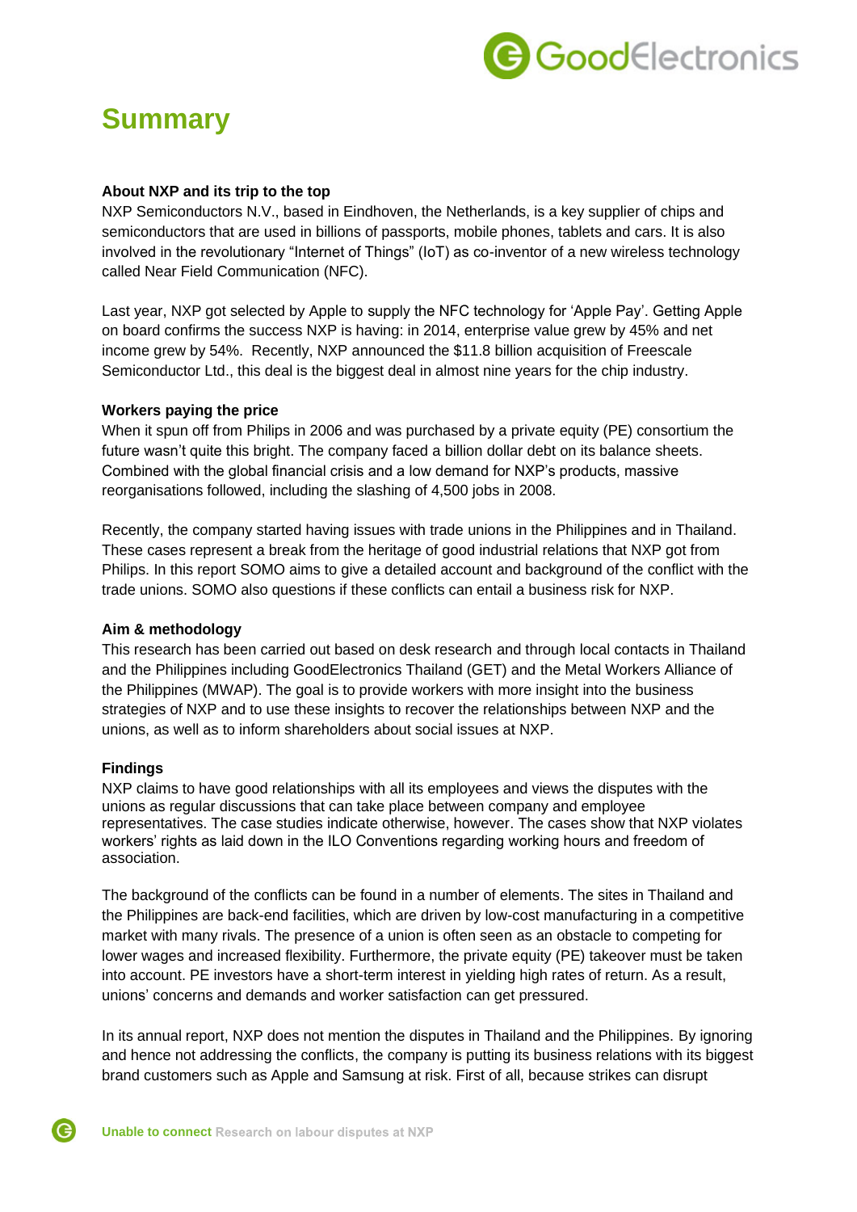# Summary

### About NXP and its trip to the top

NXP Semiconductors N.V., based in Eindhoven, the Netherlands, is a key supplier of chips and semiconductors that are used in billions of passports, mobile phones, tablets and cars. It is also involved in the revolutionary “Internet of Things” (IoT) as co-inventor of a new wireless technology called Near Field Communication (NFC).

Last year, NXP got selected by Apple to supply the NFC technology for ‘Apple Pay’. Getting Apple on board confirms the success NXP is having: in 2014, enterprise value grew by 45% and net income grew by 54%. Recently, NXP announced the $11.8 billion acquisition of Freescale Semiconductor Ltd., this deal is the biggest deal in almost nine years for the chip industry.

### Workers paying the price

When it spun off from Philips in 2006 and was purchased by a private equity (PE) consortium the future wasn’t quite this bright. The company faced a billion dollar debt on its balance sheets. Combined with the global financial crisis and a low demand for NXP’s products, massive reorganisations followed, including the slashing of 4,500 jobs in 2008.

Recently, the company started having issues with trade unions in the Philippines and in Thailand. These cases represent a break from the heritage of good industrial relations that NXP got from Philips. In this report SOMO aims to give a detailed account and background of the conflict with the trade unions. SOMO also questions if these conflicts can entail a business risk for NXP.

### Aim & methodology

This research has been carried out based on desk research and through local contacts in Thailand and the Philippines including GoodElectronics Thailand (GET) and the Metal Workers Alliance of the Philippines (MWAP). The goal is to provide workers with more insight into the business strategies of NXP and to use these insights to recover the relationships between NXP and the unions, as well as to inform shareholders about social issues at NXP.

### Findings

NXP claims to have good relationships with all its employees and views the disputes with the unions as regular discussions that can take place between company and employee representatives. The case studies indicate otherwise, however. The cases show that NXP violates workers’ rights as laid down in the ILO Conventions regarding working hours and freedom of association.

The background of the conflicts can be found in a number of elements. The sites in Thailand and the Philippines are back-end facilities, which are driven by low-cost manufacturing in a competitive market with many rivals. The presence of a union is often seen as an obstacle to competing for lower wages and increased flexibility. Furthermore, the private equity (PE) takeover must be taken into account. PE investors have a short-term interest in yielding high rates of return. As a result, unions’ concerns and demands and worker satisfaction can get pressured.

In its annual report, NXP does not mention the disputes in Thailand and the Philippines. By ignoring and hence not addressing the conflicts, the company is putting its business relations with its biggest brand customers such as Apple and Samsung at risk. First of all, because strikes can disrupt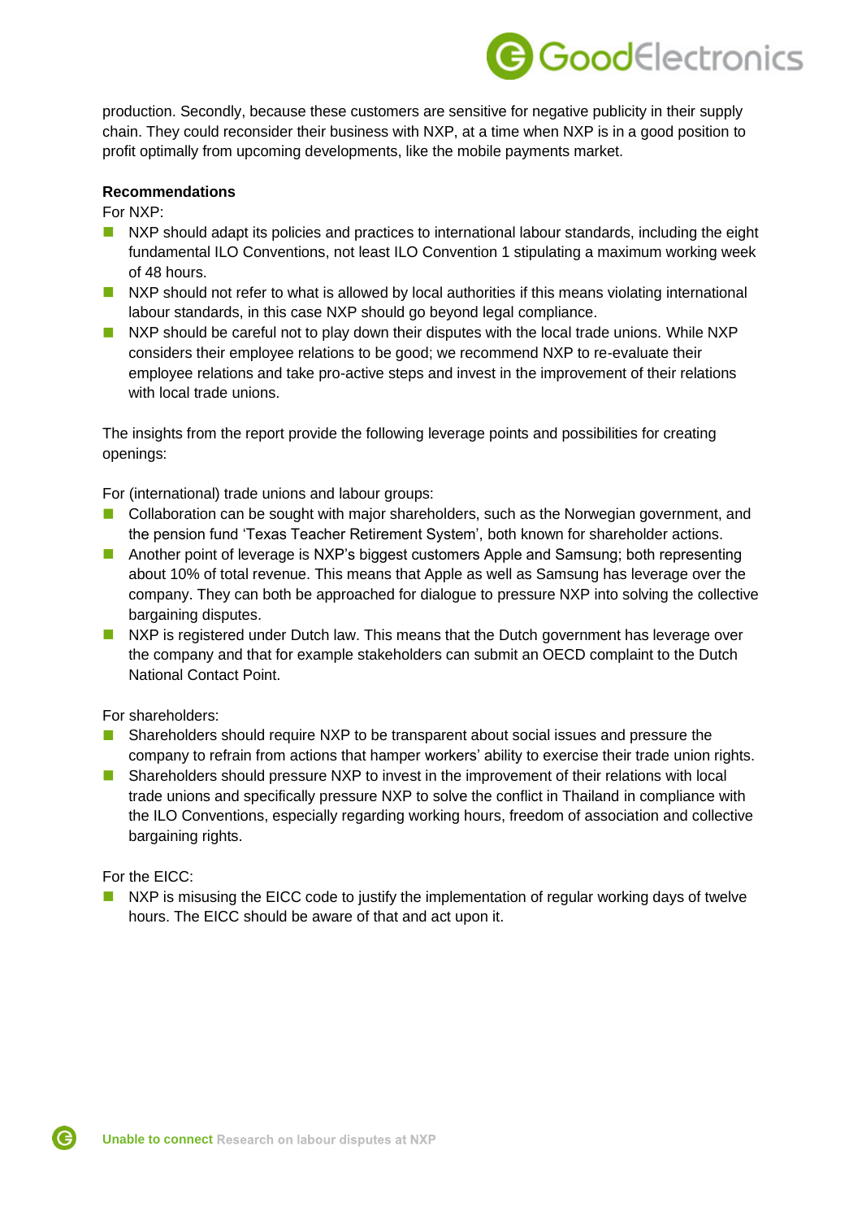production. Secondly, because these customers are sensitive for negative publicity in their supply chain. They could reconsider their business with NXP, at a time when NXP is in a good position to profit optimally from upcoming developments, like the mobile payments market.

**Recommendations**

For NXP:

- NXP should adapt its policies and practices to international labour standards, including the eight fundamental ILO Conventions, not least ILO Convention 1 stipulating a maximum working week of 48 hours.
- NXP should not refer to what is allowed by local authorities if this means violating international labour standards, in this case NXP should go beyond legal compliance.
- NXP should be careful not to play down their disputes with the local trade unions. While NXP considers their employee relations to be good; we recommend NXP to re-evaluate their employee relations and take pro-active steps and invest in the improvement of their relations with local trade unions.

The insights from the report provide the following leverage points and possibilities for creating openings:

For (international) trade unions and labour groups:

- Collaboration can be sought with major shareholders, such as the Norwegian government, and the pension fund 'Texas Teacher Retirement System', both known for shareholder actions.
- Another point of leverage is NXP's biggest customers Apple and Samsung; both representing about 10% of total revenue. This means that Apple as well as Samsung has leverage over the company. They can both be approached for dialogue to pressure NXP into solving the collective bargaining disputes.
- NXP is registered under Dutch law. This means that the Dutch government has leverage over the company and that for example stakeholders can submit an OECD complaint to the Dutch National Contact Point.

For shareholders:

- Shareholders should require NXP to be transparent about social issues and pressure the company to refrain from actions that hamper workers' ability to exercise their trade union rights.
- Shareholders should pressure NXP to invest in the improvement of their relations with local trade unions and specifically pressure NXP to solve the conflict in Thailand in compliance with the ILO Conventions, especially regarding working hours, freedom of association and collective bargaining rights.

For the EICC:

- NXP is misusing the EICC code to justify the implementation of regular working days of twelve hours. The EICC should be aware of that and act upon it.